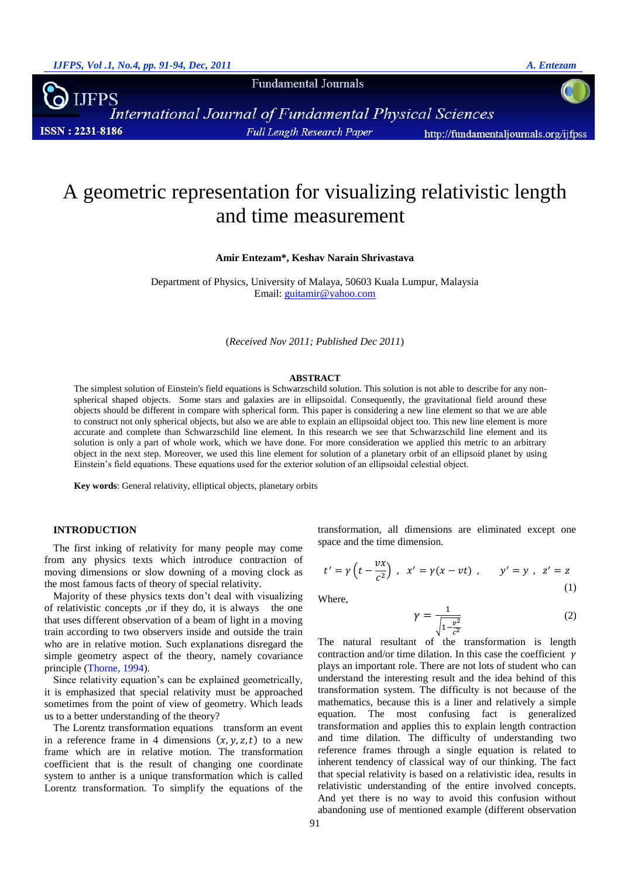# A geometric representation for visualizing relativistic length and time measurement

**Amir Entezam\*, Keshav Narain Shrivastava**

Department of Physics, University of Malaya, 50603 Kuala Lumpur, Malaysia
Email: guitamir@yahoo.com

(*Received Nov 2011; Published Dec 2011*)

## ABSTRACT

The simplest solution of Einstein's field equations is Schwarzschild solution. This solution is not able to describe for any non-spherical shaped objects. Some stars and galaxies are in ellipsoidal. Consequently, the gravitational field around these objects should be different in compare with spherical form. This paper is considering a new line element so that we are able to construct not only spherical objects, but also we are able to explain an ellipsoidal object too. This new line element is more accurate and complete than Schwarzschild line element. In this research we see that Schwarzschild line element and its solution is only a part of whole work, which we have done. For more consideration we applied this metric to an arbitrary object in the next step. Moreover, we used this line element for solution of a planetary orbit of an ellipsoid planet by using Einstein's field equations. These equations used for the exterior solution of an ellipsoidal celestial object.

**Key words**: General relativity, elliptical objects, planetary orbits

## INTRODUCTION

The first inking of relativity for many people may come from any physics texts which introduce contraction of moving dimensions or slow downing of a moving clock as the most famous facts of theory of special relativity.

Majority of these physics texts don't deal with visualizing of relativistic concepts ,or if they do, it is always the one that uses different observation of a beam of light in a moving train according to two observers inside and outside the train who are in relative motion. Such explanations disregard the simple geometry aspect of the theory, namely covariance principle (Thorne, 1994).

Since relativity equation's can be explained geometrically, it is emphasized that special relativity must be approached sometimes from the point of view of geometry. Which leads us to a better understanding of the theory?

The Lorentz transformation equations transform an event in a reference frame in 4 dimensions $(x, y, z, t)$ to a new frame which are in relative motion. The transformation coefficient that is the result of changing one coordinate system to anther is a unique transformation which is called Lorentz transformation. To simplify the equations of the transformation, all dimensions are eliminated except one space and the time dimension.

$$t' = \gamma\left(t - \frac{vx}{c^2}\right)\ ,\quad x' = \gamma(x - vt)\ ,\qquad y' = y\ ,\ z' = z \tag{1}$$

Where,

$$\gamma = \frac{1}{\sqrt{1-\frac{v^2}{c^2}}} \tag{2}$$

The natural resultant of the transformation is length contraction and/or time dilation. In this case the coefficient $\gamma$ plays an important role. There are not lots of student who can understand the interesting result and the idea behind of this transformation system. The difficulty is not because of the mathematics, because this is a liner and relatively a simple equation. The most confusing fact is generalized transformation and applies this to explain length contraction and time dilation. The difficulty of understanding two reference frames through a single equation is related to inherent tendency of classical way of our thinking. The fact that special relativity is based on a relativistic idea, results in relativistic understanding of the entire involved concepts. And yet there is no way to avoid this confusion without abandoning use of mentioned example (different observation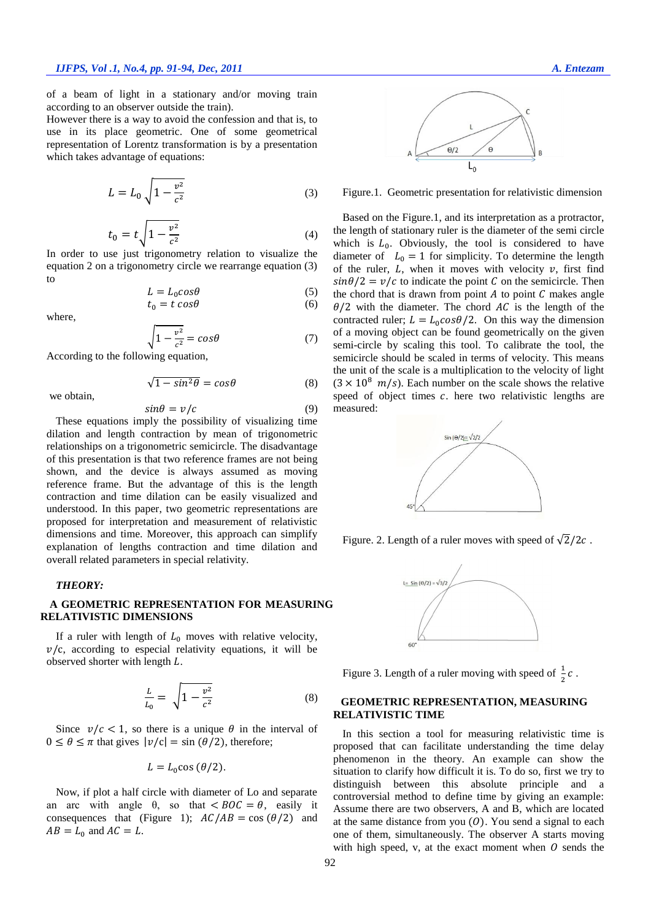of a beam of light in a stationary and/or moving train according to an observer outside the train).

However there is a way to avoid the confession and that is, to use in its place geometric. One of some geometrical representation of Lorentz transformation is by a presentation which takes advantage of equations:

$$L = L_0\sqrt{1-\frac{v^2}{c^2}} \quad (3)$$

$$t_0 = t\sqrt{1-\frac{v^2}{c^2}} \quad (4)$$

In order to use just trigonometry relation to visualize the equation 2 on a trigonometry circle we rearrange equation (3) to

$$L = L_0 cos\theta \quad (5)$$

$$t_0 = t\, cos\theta \quad (6)$$

where,

$$\sqrt{1-\frac{v^2}{c^2}} = cos\theta \quad (7)$$

According to the following equation,

$$\sqrt{1-sin^2\theta} = cos\theta \quad (8)$$

we obtain,

$$sin\theta = v/c \quad (9)$$

These equations imply the possibility of visualizing time dilation and length contraction by mean of trigonometric relationships on a trigonometric semicircle. The disadvantage of this presentation is that two reference frames are not being shown, and the device is always assumed as moving reference frame. But the advantage of this is the length contraction and time dilation can be easily visualized and understood. In this paper, two geometric representations are proposed for interpretation and measurement of relativistic dimensions and time. Moreover, this approach can simplify explanation of lengths contraction and time dilation and overall related parameters in special relativity.

### THEORY:

### A GEOMETRIC REPRESENTATION FOR MEASURING RELATIVISTIC DIMENSIONS

If a ruler with length of $L_0$ moves with relative velocity, $v/c$, according to especial relativity equations, it will be observed shorter with length $L$.

$$\frac{L}{L_0} = \sqrt{1-\frac{v^2}{c^2}} \quad (8)$$

Since $v/c < 1$, so there is a unique $\theta$ in the interval of $0 \leq \theta \leq \pi$ that gives $|v/c| = \sin(\theta/2)$, therefore;

$$L = L_0 \cos(\theta/2).$$

Now, if plot a half circle with diameter of Lo and separate an arc with angle θ, so that $< BOC = \theta$, easily it consequences that (Figure 1); $AC/AB = \cos(\theta/2)$ and $AB = L_0$ and $AC = L$.

Figure.1. Geometric presentation for relativistic dimension

Based on the Figure.1, and its interpretation as a protractor, the length of stationary ruler is the diameter of the semi circle which is $L_0$. Obviously, the tool is considered to have diameter of $L_0 = 1$ for simplicity. To determine the length of the ruler, $L$, when it moves with velocity $v$, first find $sin\theta/2 = v/c$ to indicate the point $C$ on the semicircle. Then the chord that is drawn from point $A$ to point $C$ makes angle $\theta/2$ with the diameter. The chord $AC$ is the length of the contracted ruler; $L = L_0 cos\theta/2$. On this way the dimension of a moving object can be found geometrically on the given semi-circle by scaling this tool. To calibrate the tool, the semicircle should be scaled in terms of velocity. This means the unit of the scale is a multiplication to the velocity of light ($3 \times 10^8\ m/s$). Each number on the scale shows the relative speed of object times $c$. here two relativistic lengths are measured:

Figure. 2. Length of a ruler moves with speed of $\sqrt{2}/2c$ .

Figure 3. Length of a ruler moving with speed of $\frac{1}{2}c$ .

### GEOMETRIC REPRESENTATION, MEASURING RELATIVISTIC TIME

In this section a tool for measuring relativistic time is proposed that can facilitate understanding the time delay phenomenon in the theory. An example can show the situation to clarify how difficult it is. To do so, first we try to distinguish between this absolute principle and a controversial method to define time by giving an example: Assume there are two observers, A and B, which are located at the same distance from you $(O)$. You send a signal to each one of them, simultaneously. The observer A starts moving with high speed, v, at the exact moment when $O$ sends the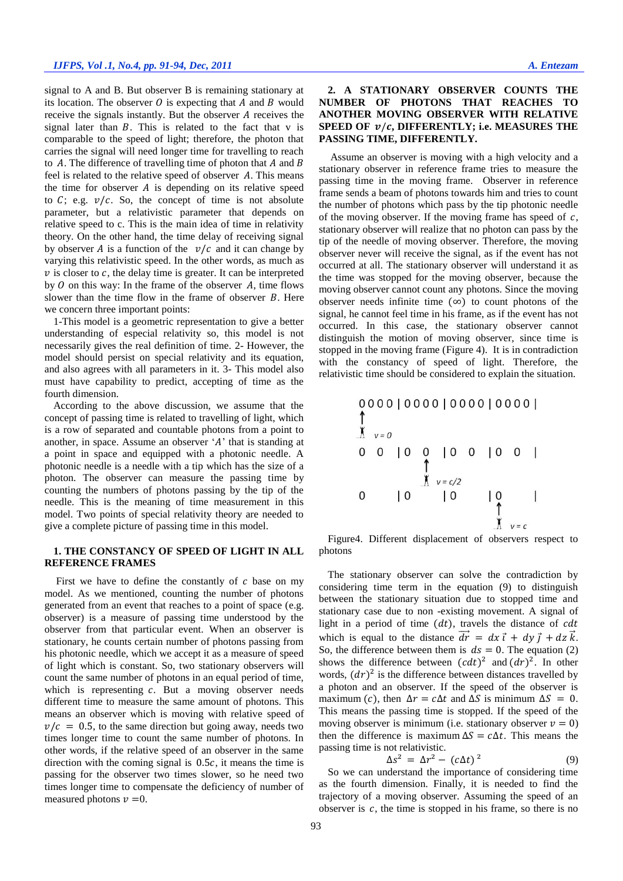signal to A and B. But observer B is remaining stationary at its location. The observer $O$ is expecting that $A$ and $B$ would receive the signals instantly. But the observer $A$ receives the signal later than $B$. This is related to the fact that v is comparable to the speed of light; therefore, the photon that carries the signal will need longer time for travelling to reach to $A$. The difference of travelling time of photon that $A$ and $B$ feel is related to the relative speed of observer $A$. This means the time for observer $A$ is depending on its relative speed to $C$; e.g. $v/c$. So, the concept of time is not absolute parameter, but a relativistic parameter that depends on relative speed to c. This is the main idea of time in relativity theory. On the other hand, the time delay of receiving signal by observer $A$ is a function of the $v/c$ and it can change by varying this relativistic speed. In the other words, as much as $v$ is closer to $c$, the delay time is greater. It can be interpreted by $O$ on this way: In the frame of the observer $A$, time flows slower than the time flow in the frame of observer $B$. Here we concern three important points:

1-This model is a geometric representation to give a better understanding of especial relativity so, this model is not necessarily gives the real definition of time. 2- However, the model should persist on special relativity and its equation, and also agrees with all parameters in it. 3- This model also must have capability to predict, accepting of time as the fourth dimension.

According to the above discussion, we assume that the concept of passing time is related to travelling of light, which is a row of separated and countable photons from a point to another, in space. Assume an observer '$A$' that is standing at a point in space and equipped with a photonic needle. A photonic needle is a needle with a tip which has the size of a photon. The observer can measure the passing time by counting the numbers of photons passing by the tip of the needle. This is the meaning of time measurement in this model. Two points of special relativity theory are needed to give a complete picture of passing time in this model.

## 1. THE CONSTANCY OF SPEED OF LIGHT IN ALL REFERENCE FRAMES

First we have to define the constantly of $c$ base on my model. As we mentioned, counting the number of photons generated from an event that reaches to a point of space (e.g. observer) is a measure of passing time understood by the observer from that particular event. When an observer is stationary, he counts certain number of photons passing from his photonic needle, which we accept it as a measure of speed of light which is constant. So, two stationary observers will count the same number of photons in an equal period of time, which is representing $c$. But a moving observer needs different time to measure the same amount of photons. This means an observer which is moving with relative speed of $v/c = 0.5$, to the same direction but going away, needs two times longer time to count the same number of photons. In other words, if the relative speed of an observer in the same direction with the coming signal is $0.5c$, it means the time is passing for the observer two times slower, so he need two times longer time to compensate the deficiency of number of measured photons $v = 0$.

## 2. A STATIONARY OBSERVER COUNTS THE NUMBER OF PHOTONS THAT REACHES TO ANOTHER MOVING OBSERVER WITH RELATIVE SPEED OF $v/c$, DIFFERENTLY; i.e. MEASURES THE PASSING TIME, DIFFERENTLY.

Assume an observer is moving with a high velocity and a stationary observer in reference frame tries to measure the passing time in the moving frame. Observer in reference frame sends a beam of photons towards him and tries to count the number of photons which pass by the tip photonic needle of the moving observer. If the moving frame has speed of $c$, stationary observer will realize that no photon can pass by the tip of the needle of moving observer. Therefore, the moving observer never will receive the signal, as if the event has not occurred at all. The stationary observer will understand it as the time was stopped for the moving observer, because the moving observer cannot count any photons. Since the moving observer needs infinite time ($\infty$) to count photons of the signal, he cannot feel time in his frame, as if the event has not occurred. In this case, the stationary observer cannot distinguish the motion of moving observer, since time is stopped in the moving frame (Figure 4). It is in contradiction with the constancy of speed of light. Therefore, the relativistic time should be considered to explain the situation.

```
0 0 0 0 | 0 0 0 0 | 0 0 0 0 | 0 0 0 0 |
↑
  v = 0
0   0   | 0   0   | 0   0   | 0   0   |
          ↑
            v = c/2
0       | 0       | 0       | 0       |
                              ↑
                                v = c
```

Figure4. Different displacement of observers respect to photons

The stationary observer can solve the contradiction by considering time term in the equation (9) to distinguish between the stationary situation due to stopped time and stationary case due to non -existing movement. A signal of light in a period of time ($dt$), travels the distance of $cdt$ which is equal to the distance $\vec{dr} = dx\,\vec{i} + dy\,\vec{j} + dz\,\vec{k}$. So, the difference between them is $ds = 0$. The equation (2) shows the difference between $(cdt)^2$ and $(dr)^2$. In other words, $(dr)^2$ is the difference between distances travelled by a photon and an observer. If the speed of the observer is maximum ($c$), then $\Delta r = c\Delta t$ and $\Delta S$ is minimum $\Delta S = 0$. This means the passing time is stopped. If the speed of the moving observer is minimum (i.e. stationary observer $v = 0$) then the difference is maximum $\Delta S = c\Delta t$. This means the passing time is not relativistic.

$$\Delta s^2 = \Delta r^2 - (c\Delta t)^2 \tag{9}$$

So we can understand the importance of considering time as the fourth dimension. Finally, it is needed to find the trajectory of a moving observer. Assuming the speed of an observer is $c$, the time is stopped in his frame, so there is no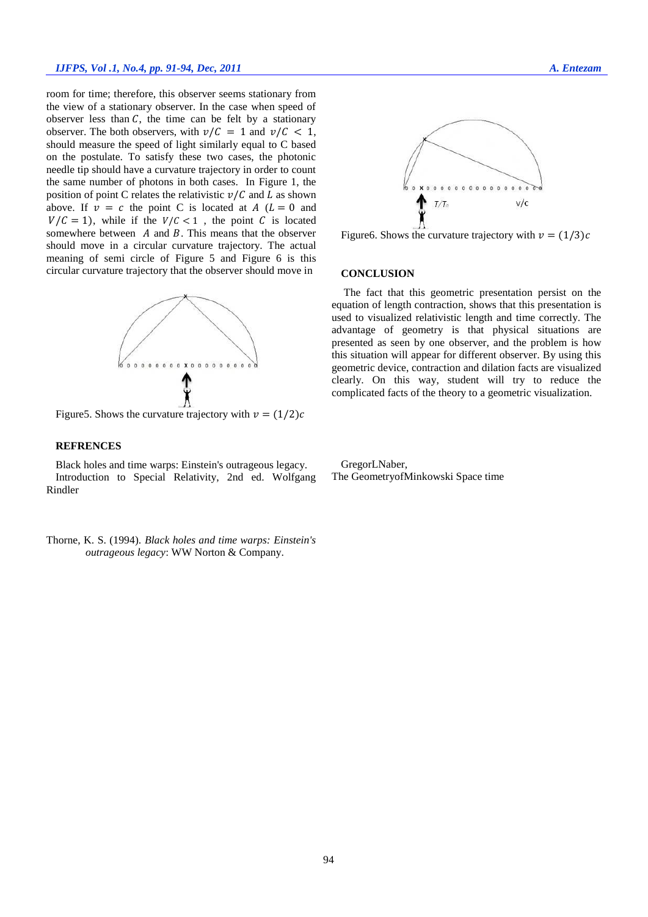room for time; therefore, this observer seems stationary from the view of a stationary observer. In the case when speed of observer less than $C$, the time can be felt by a stationary observer. The both observers, with $v/C = 1$ and $v/C < 1$, should measure the speed of light similarly equal to C based on the postulate. To satisfy these two cases, the photonic needle tip should have a curvature trajectory in order to count the same number of photons in both cases. In Figure 1, the position of point C relates the relativistic $v/C$ and $L$ as shown above. If $v = c$ the point C is located at $A$ ($L = 0$ and $V/C = 1$), while if the $V/C < 1$, the point $C$ is located somewhere between $A$ and $B$. This means that the observer should move in a circular curvature trajectory. The actual meaning of semi circle of Figure 5 and Figure 6 is this circular curvature trajectory that the observer should move in

Figure5. Shows the curvature trajectory with $v = (1/2)c$

T/T₀

v/c

Figure6. Shows the curvature trajectory with $v = (1/3)c$

## CONCLUSION

The fact that this geometric presentation persist on the equation of length contraction, shows that this presentation is used to visualized relativistic length and time correctly. The advantage of geometry is that physical situations are presented as seen by one observer, and the problem is how this situation will appear for different observer. By using this geometric device, contraction and dilation facts are visualized clearly. On this way, student will try to reduce the complicated facts of the theory to a geometric visualization.

## REFRENCES

Black holes and time warps: Einstein's outrageous legacy.
Introduction to Special Relativity, 2nd ed. Wolfgang Rindler

Thorne, K. S. (1994). *Black holes and time warps: Einstein's outrageous legacy*: WW Norton & Company.

GregorLNaber,
The GeometryofMinkowski Space time